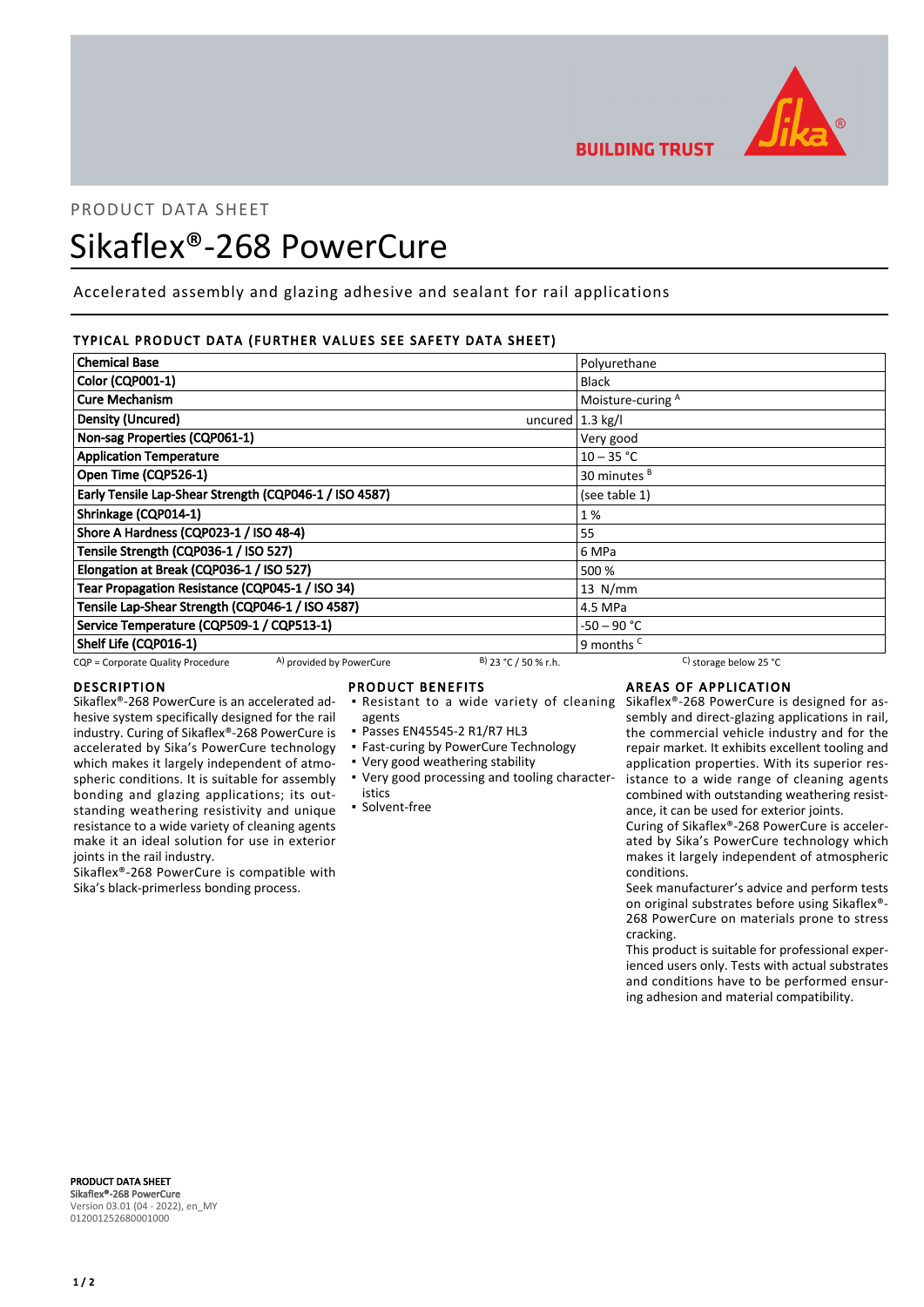PRODUCT DATA SHEET

# Sikaflex®-268 PowerCure

Accelerated assembly and glazing adhesive and sealant for rail applications

## TYPICAL PRODUCT DATA (FURTHER VALUES SEE SAFETY DATA SHEET)

| Property | Value |
|---|---|
| **Chemical Base** | Polyurethane |
| **Color (CQP001-1)** | Black |
| **Cure Mechanism** | Moisture-curing [A] |
| **Density (Uncured)** uncured | 1.3 kg/l |
| **Non-sag Properties (CQP061-1)** | Very good |
| **Application Temperature** | 10 – 35 °C |
| **Open Time (CQP526-1)** | 30 minutes [B] |
| **Early Tensile Lap-Shear Strength (CQP046-1 / ISO 4587)** | (see table 1) |
| **Shrinkage (CQP014-1)** | 1 % |
| **Shore A Hardness (CQP023-1 / ISO 48-4)** | 55 |
| **Tensile Strength (CQP036-1 / ISO 527)** | 6 MPa |
| **Elongation at Break (CQP036-1 / ISO 527)** | 500 % |
| **Tear Propagation Resistance (CQP045-1 / ISO 34)** | 13 N/mm |
| **Tensile Lap-Shear Strength (CQP046-1 / ISO 4587)** | 4.5 MPa |
| **Service Temperature (CQP509-1 / CQP513-1)** | -50 – 90 °C |
| **Shelf Life (CQP016-1)** | 9 months [C] |

CQP = Corporate Quality Procedure  A) provided by PowerCure  B) 23 °C / 50 % r.h.  C) storage below 25 °C

## DESCRIPTION

Sikaflex®-268 PowerCure is an accelerated adhesive system specifically designed for the rail industry. Curing of Sikaflex®-268 PowerCure is accelerated by Sika's PowerCure technology which makes it largely independent of atmospheric conditions. It is suitable for assembly bonding and glazing applications; its outstanding weathering resistivity and unique resistance to a wide variety of cleaning agents make it an ideal solution for use in exterior joints in the rail industry.

Sikaflex®-268 PowerCure is compatible with Sika's black-primerless bonding process.

## PRODUCT BENEFITS

- Resistant to a wide variety of cleaning agents
- Passes EN45545-2 R1/R7 HL3
- Fast-curing by PowerCure Technology
- Very good weathering stability
- Very good processing and tooling characteristics
- Solvent-free

## AREAS OF APPLICATION

Sikaflex®-268 PowerCure is designed for assembly and direct-glazing applications in rail, the commercial vehicle industry and for the repair market. It exhibits excellent tooling and application properties. With its superior resistance to a wide range of cleaning agents combined with outstanding weathering resistance, it can be used for exterior joints.

Curing of Sikaflex®-268 PowerCure is accelerated by Sika's PowerCure technology which makes it largely independent of atmospheric conditions.

Seek manufacturer's advice and perform tests on original substrates before using Sikaflex®-268 PowerCure on materials prone to stress cracking.

This product is suitable for professional experienced users only. Tests with actual substrates and conditions have to be performed ensuring adhesion and material compatibility.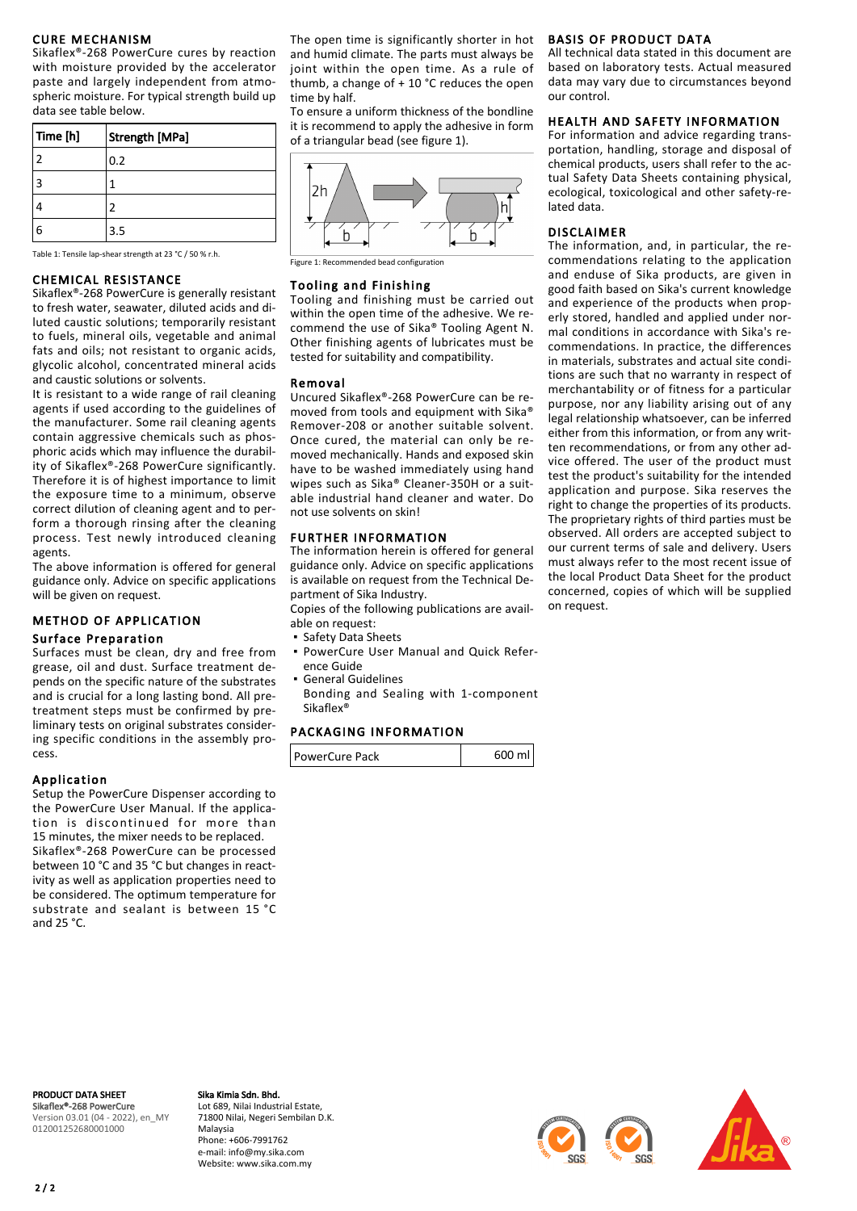## CURE MECHANISM

Sikaflex®-268 PowerCure cures by reaction with moisture provided by the accelerator paste and largely independent from atmospheric moisture. For typical strength build up data see table below.

| Time [h] | Strength [MPa] |
|---|---|
| 2 | 0.2 |
| 3 | 1 |
| 4 | 2 |
| 6 | 3.5 |

Table 1: Tensile lap-shear strength at 23 °C / 50 % r.h.

## CHEMICAL RESISTANCE

Sikaflex®-268 PowerCure is generally resistant to fresh water, seawater, diluted acids and diluted caustic solutions; temporarily resistant to fuels, mineral oils, vegetable and animal fats and oils; not resistant to organic acids, glycolic alcohol, concentrated mineral acids and caustic solutions or solvents.

It is resistant to a wide range of rail cleaning agents if used according to the guidelines of the manufacturer. Some rail cleaning agents contain aggressive chemicals such as phosphoric acids which may influence the durability of Sikaflex®-268 PowerCure significantly. Therefore it is of highest importance to limit the exposure time to a minimum, observe correct dilution of cleaning agent and to perform a thorough rinsing after the cleaning process. Test newly introduced cleaning agents.

The above information is offered for general guidance only. Advice on specific applications will be given on request.

## METHOD OF APPLICATION

### Surface Preparation

Surfaces must be clean, dry and free from grease, oil and dust. Surface treatment depends on the specific nature of the substrates and is crucial for a long lasting bond. All pretreatment steps must be confirmed by preliminary tests on original substrates considering specific conditions in the assembly process.

### Application

Setup the PowerCure Dispenser according to the PowerCure User Manual. If the application is discontinued for more than 15 minutes, the mixer needs to be replaced.

Sikaflex®-268 PowerCure can be processed between 10 °C and 35 °C but changes in reactivity as well as application properties need to be considered. The optimum temperature for substrate and sealant is between 15 °C and 25 °C.

The open time is significantly shorter in hot and humid climate. The parts must always be joint within the open time. As a rule of thumb, a change of + 10 °C reduces the open time by half.

To ensure a uniform thickness of the bondline it is recommend to apply the adhesive in form of a triangular bead (see figure 1).

2h
b
h
b

Figure 1: Recommended bead configuration

### Tooling and Finishing

Tooling and finishing must be carried out within the open time of the adhesive. We recommend the use of Sika® Tooling Agent N. Other finishing agents of lubricates must be tested for suitability and compatibility.

### Removal

Uncured Sikaflex®-268 PowerCure can be removed from tools and equipment with Sika® Remover-208 or another suitable solvent. Once cured, the material can only be removed mechanically. Hands and exposed skin have to be washed immediately using hand wipes such as Sika® Cleaner-350H or a suitable industrial hand cleaner and water. Do not use solvents on skin!

## FURTHER INFORMATION

The information herein is offered for general guidance only. Advice on specific applications is available on request from the Technical Department of Sika Industry.

Copies of the following publications are available on request:

- Safety Data Sheets
- PowerCure User Manual and Quick Reference Guide
- General Guidelines
  Bonding and Sealing with 1-component Sikaflex®

## PACKAGING INFORMATION

| | |
|---|---|
| PowerCure Pack | 600 ml |

## BASIS OF PRODUCT DATA

All technical data stated in this document are based on laboratory tests. Actual measured data may vary due to circumstances beyond our control.

## HEALTH AND SAFETY INFORMATION

For information and advice regarding transportation, handling, storage and disposal of chemical products, users shall refer to the actual Safety Data Sheets containing physical, ecological, toxicological and other safety-related data.

## DISCLAIMER

The information, and, in particular, the recommendations relating to the application and enduse of Sika products, are given in good faith based on Sika's current knowledge and experience of the products when properly stored, handled and applied under normal conditions in accordance with Sika's recommendations. In practice, the differences in materials, substrates and actual site conditions are such that no warranty in respect of merchantability or of fitness for a particular purpose, nor any liability arising out of any legal relationship whatsoever, can be inferred either from this information, or from any written recommendations, or from any other advice offered. The user of the product must test the product's suitability for the intended application and purpose. Sika reserves the right to change the properties of its products. The proprietary rights of third parties must be observed. All orders are accepted subject to our current terms of sale and delivery. Users must always refer to the most recent issue of the local Product Data Sheet for the product concerned, copies of which will be supplied on request.

**PRODUCT DATA SHEET**
**Sikaflex®-268 PowerCure**
Version 03.01 (04 - 2022), en_MY
012001252680001000

**Sika Kimia Sdn. Bhd.**
Lot 689, Nilai Industrial Estate,
71800 Nilai, Negeri Sembilan D.K.
Malaysia
Phone: +606-7991762
e-mail: info@my.sika.com
Website: www.sika.com.my